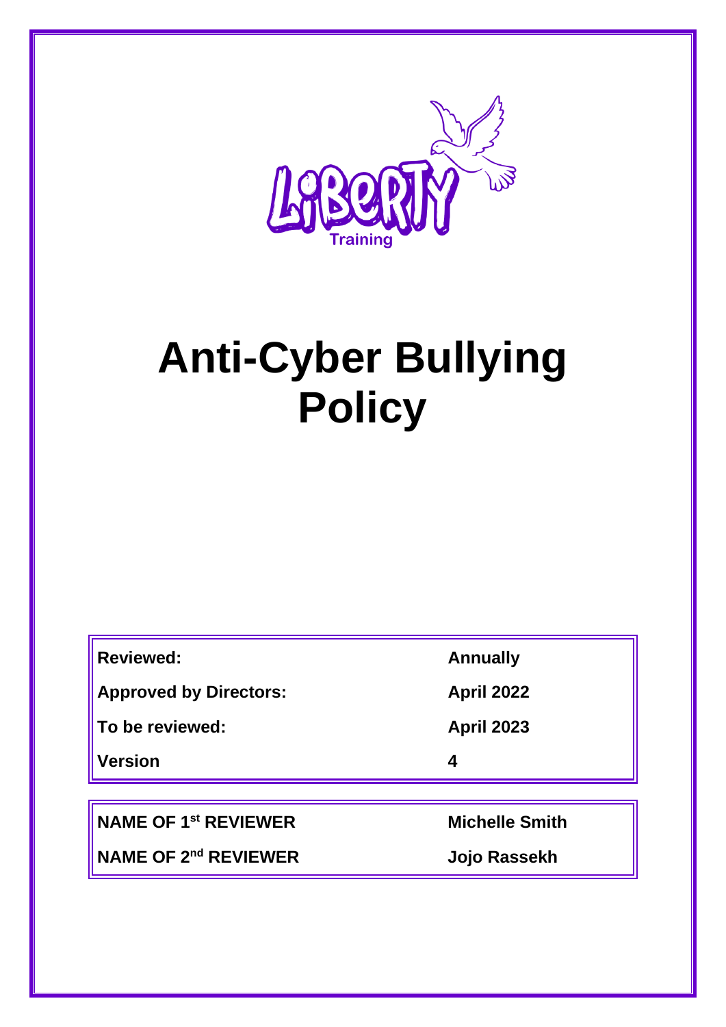Liberty Training

# Anti-Cyber Bullying Policy

| | |
|---|---|
| **Reviewed:** | **Annually** |
| **Approved by Directors:** | **April 2022** |
| **To be reviewed:** | **April 2023** |
| **Version** | **4** |

| | |
|---|---|
| **NAME OF 1st REVIEWER** | **Michelle Smith** |
| **NAME OF 2nd REVIEWER** | **Jojo Rassekh** |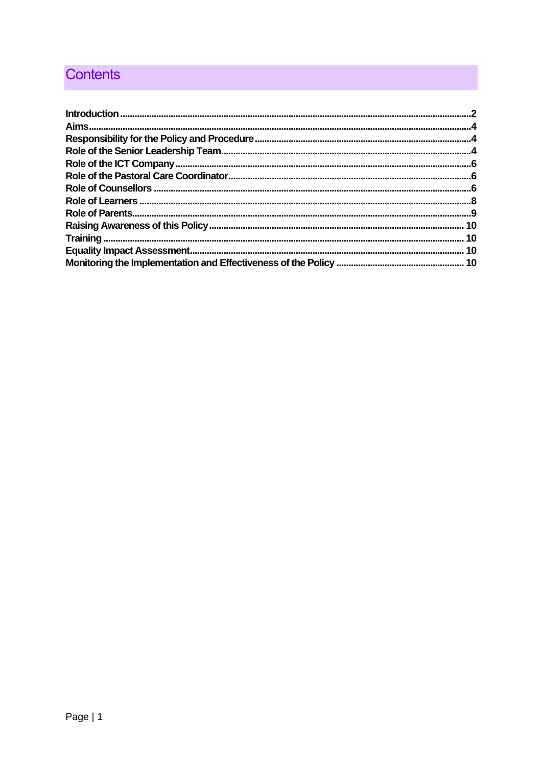## Contents

| | |
|---|---|
| **Introduction** | **2** |
| **Aims** | **4** |
| **Responsibility for the Policy and Procedure** | **4** |
| **Role of the Senior Leadership Team** | **4** |
| **Role of the ICT Company** | **6** |
| **Role of the Pastoral Care Coordinator** | **6** |
| **Role of Counsellors** | **6** |
| **Role of Learners** | **8** |
| **Role of Parents** | **9** |
| **Raising Awareness of this Policy** | **10** |
| **Training** | **10** |
| **Equality Impact Assessment** | **10** |
| **Monitoring the Implementation and Effectiveness of the Policy** | **10** |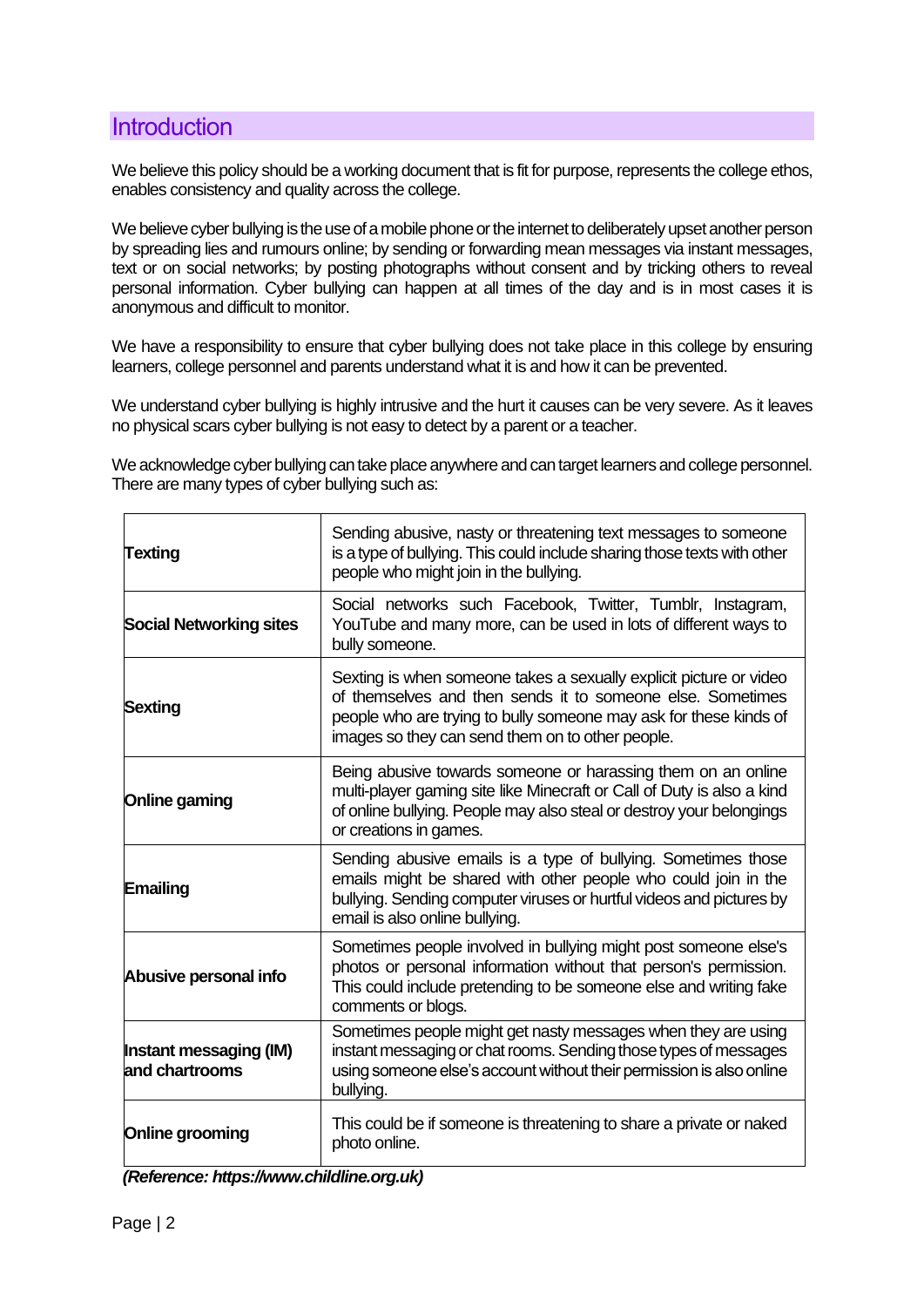## Introduction

We believe this policy should be a working document that is fit for purpose, represents the college ethos, enables consistency and quality across the college.

We believe cyber bullying is the use of a mobile phone or the internet to deliberately upset another person by spreading lies and rumours online; by sending or forwarding mean messages via instant messages, text or on social networks; by posting photographs without consent and by tricking others to reveal personal information. Cyber bullying can happen at all times of the day and is in most cases it is anonymous and difficult to monitor.

We have a responsibility to ensure that cyber bullying does not take place in this college by ensuring learners, college personnel and parents understand what it is and how it can be prevented.

We understand cyber bullying is highly intrusive and the hurt it causes can be very severe. As it leaves no physical scars cyber bullying is not easy to detect by a parent or a teacher.

We acknowledge cyber bullying can take place anywhere and can target learners and college personnel. There are many types of cyber bullying such as:

| | |
|---|---|
| **Texting** | Sending abusive, nasty or threatening text messages to someone is a type of bullying. This could include sharing those texts with other people who might join in the bullying. |
| **Social Networking sites** | Social networks such Facebook, Twitter, Tumblr, Instagram, YouTube and many more, can be used in lots of different ways to bully someone. |
| **Sexting** | Sexting is when someone takes a sexually explicit picture or video of themselves and then sends it to someone else. Sometimes people who are trying to bully someone may ask for these kinds of images so they can send them on to other people. |
| **Online gaming** | Being abusive towards someone or harassing them on an online multi-player gaming site like Minecraft or Call of Duty is also a kind of online bullying. People may also steal or destroy your belongings or creations in games. |
| **Emailing** | Sending abusive emails is a type of bullying. Sometimes those emails might be shared with other people who could join in the bullying. Sending computer viruses or hurtful videos and pictures by email is also online bullying. |
| **Abusive personal info** | Sometimes people involved in bullying might post someone else's photos or personal information without that person's permission. This could include pretending to be someone else and writing fake comments or blogs. |
| **Instant messaging (IM) and chartrooms** | Sometimes people might get nasty messages when they are using instant messaging or chat rooms. Sending those types of messages using someone else's account without their permission is also online bullying. |
| **Online grooming** | This could be if someone is threatening to share a private or naked photo online. |

***(Reference: https://www.childline.org.uk)***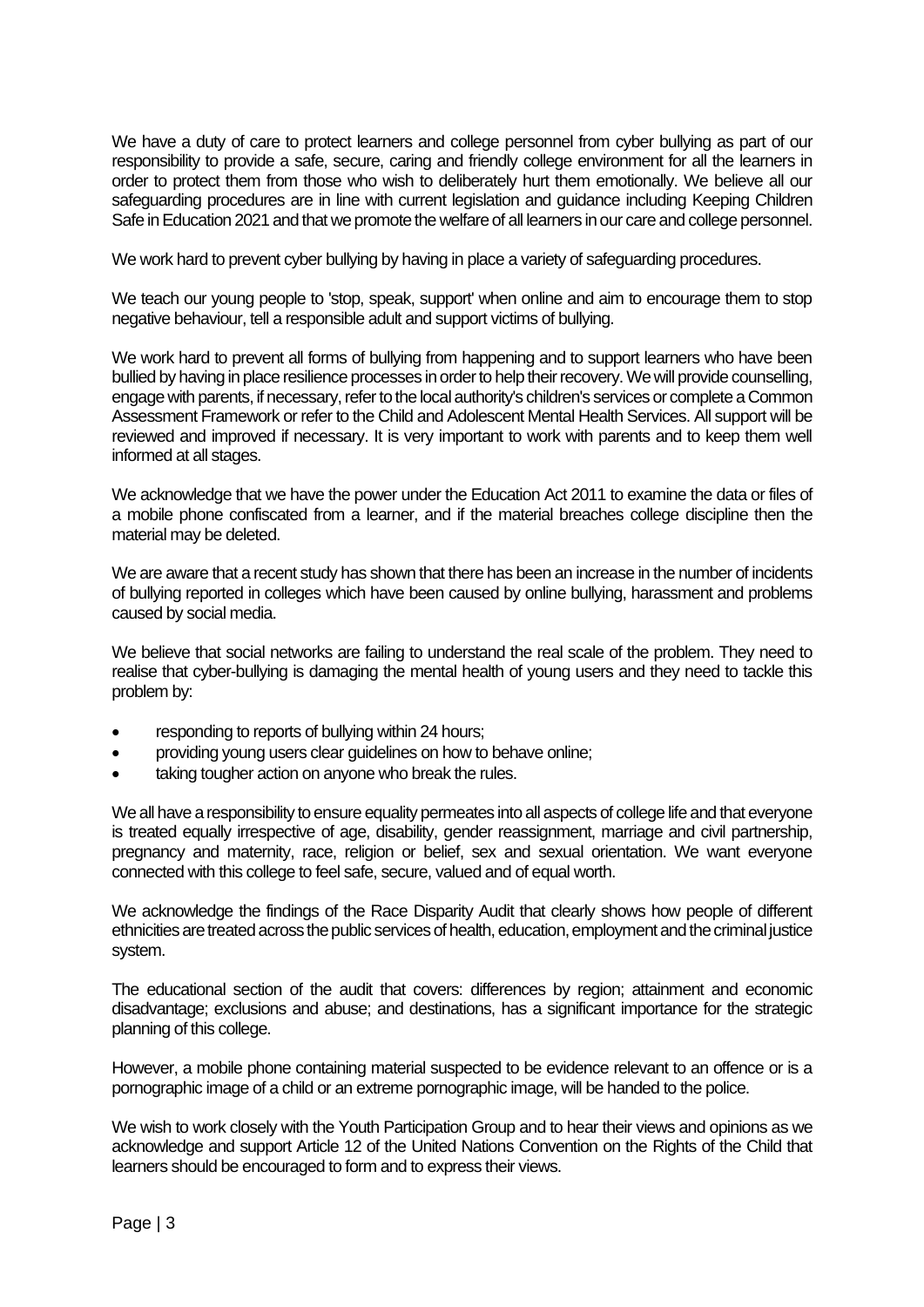We have a duty of care to protect learners and college personnel from cyber bullying as part of our responsibility to provide a safe, secure, caring and friendly college environment for all the learners in order to protect them from those who wish to deliberately hurt them emotionally. We believe all our safeguarding procedures are in line with current legislation and guidance including Keeping Children Safe in Education 2021 and that we promote the welfare of all learners in our care and college personnel.

We work hard to prevent cyber bullying by having in place a variety of safeguarding procedures.

We teach our young people to 'stop, speak, support' when online and aim to encourage them to stop negative behaviour, tell a responsible adult and support victims of bullying.

We work hard to prevent all forms of bullying from happening and to support learners who have been bullied by having in place resilience processes in order to help their recovery. We will provide counselling, engage with parents, if necessary, refer to the local authority's children's services or complete a Common Assessment Framework or refer to the Child and Adolescent Mental Health Services. All support will be reviewed and improved if necessary. It is very important to work with parents and to keep them well informed at all stages.

We acknowledge that we have the power under the Education Act 2011 to examine the data or files of a mobile phone confiscated from a learner, and if the material breaches college discipline then the material may be deleted.

We are aware that a recent study has shown that there has been an increase in the number of incidents of bullying reported in colleges which have been caused by online bullying, harassment and problems caused by social media.

We believe that social networks are failing to understand the real scale of the problem. They need to realise that cyber-bullying is damaging the mental health of young users and they need to tackle this problem by:

- responding to reports of bullying within 24 hours;
- providing young users clear guidelines on how to behave online;
- taking tougher action on anyone who break the rules.

We all have a responsibility to ensure equality permeates into all aspects of college life and that everyone is treated equally irrespective of age, disability, gender reassignment, marriage and civil partnership, pregnancy and maternity, race, religion or belief, sex and sexual orientation. We want everyone connected with this college to feel safe, secure, valued and of equal worth.

We acknowledge the findings of the Race Disparity Audit that clearly shows how people of different ethnicities are treated across the public services of health, education, employment and the criminal justice system.

The educational section of the audit that covers: differences by region; attainment and economic disadvantage; exclusions and abuse; and destinations, has a significant importance for the strategic planning of this college.

However, a mobile phone containing material suspected to be evidence relevant to an offence or is a pornographic image of a child or an extreme pornographic image, will be handed to the police.

We wish to work closely with the Youth Participation Group and to hear their views and opinions as we acknowledge and support Article 12 of the United Nations Convention on the Rights of the Child that learners should be encouraged to form and to express their views.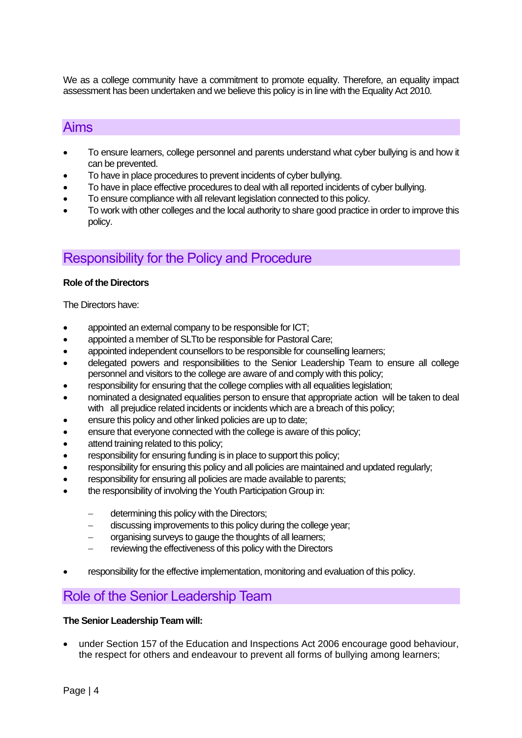We as a college community have a commitment to promote equality. Therefore, an equality impact assessment has been undertaken and we believe this policy is in line with the Equality Act 2010.

## Aims

- To ensure learners, college personnel and parents understand what cyber bullying is and how it can be prevented.
- To have in place procedures to prevent incidents of cyber bullying.
- To have in place effective procedures to deal with all reported incidents of cyber bullying.
- To ensure compliance with all relevant legislation connected to this policy.
- To work with other colleges and the local authority to share good practice in order to improve this policy.

## Responsibility for the Policy and Procedure

**Role of the Directors**

The Directors have:

- appointed an external company to be responsible for ICT;
- appointed a member of SLTto be responsible for Pastoral Care;
- appointed independent counsellors to be responsible for counselling learners;
- delegated powers and responsibilities to the Senior Leadership Team to ensure all college personnel and visitors to the college are aware of and comply with this policy;
- responsibility for ensuring that the college complies with all equalities legislation;
- nominated a designated equalities person to ensure that appropriate action will be taken to deal with all prejudice related incidents or incidents which are a breach of this policy;
- ensure this policy and other linked policies are up to date;
- ensure that everyone connected with the college is aware of this policy;
- attend training related to this policy;
- responsibility for ensuring funding is in place to support this policy;
- responsibility for ensuring this policy and all policies are maintained and updated regularly;
- responsibility for ensuring all policies are made available to parents;
- the responsibility of involving the Youth Participation Group in:
  - determining this policy with the Directors;
  - discussing improvements to this policy during the college year;
  - organising surveys to gauge the thoughts of all learners;
  - reviewing the effectiveness of this policy with the Directors
- responsibility for the effective implementation, monitoring and evaluation of this policy.

## Role of the Senior Leadership Team

**The Senior Leadership Team will:**

- under Section 157 of the Education and Inspections Act 2006 encourage good behaviour, the respect for others and endeavour to prevent all forms of bullying among learners;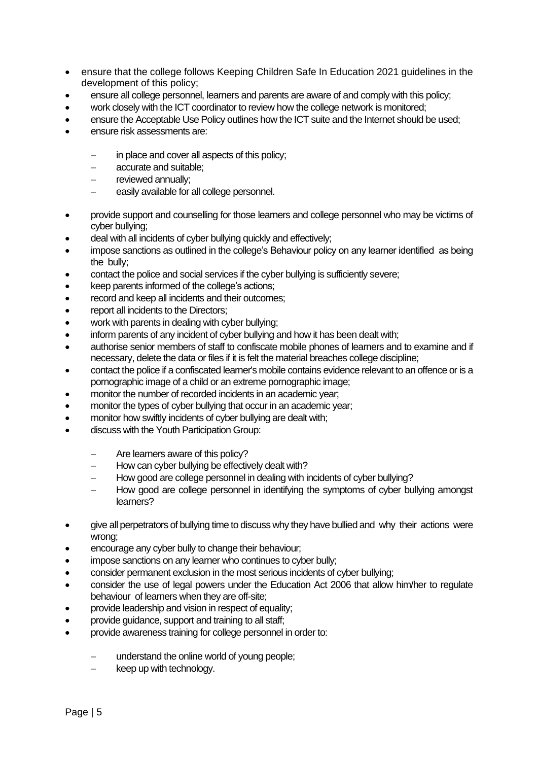- ensure that the college follows Keeping Children Safe In Education 2021 guidelines in the development of this policy;
- ensure all college personnel, learners and parents are aware of and comply with this policy;
- work closely with the ICT coordinator to review how the college network is monitored;
- ensure the Acceptable Use Policy outlines how the ICT suite and the Internet should be used;
- ensure risk assessments are:
  - in place and cover all aspects of this policy;
  - accurate and suitable;
  - reviewed annually;
  - easily available for all college personnel.
- provide support and counselling for those learners and college personnel who may be victims of cyber bullying;
- deal with all incidents of cyber bullying quickly and effectively;
- impose sanctions as outlined in the college's Behaviour policy on any learner identified as being the bully;
- contact the police and social services if the cyber bullying is sufficiently severe;
- keep parents informed of the college's actions;
- record and keep all incidents and their outcomes;
- report all incidents to the Directors;
- work with parents in dealing with cyber bullying;
- inform parents of any incident of cyber bullying and how it has been dealt with;
- authorise senior members of staff to confiscate mobile phones of learners and to examine and if necessary, delete the data or files if it is felt the material breaches college discipline;
- contact the police if a confiscated learner's mobile contains evidence relevant to an offence or is a pornographic image of a child or an extreme pornographic image;
- monitor the number of recorded incidents in an academic year;
- monitor the types of cyber bullying that occur in an academic year;
- monitor how swiftly incidents of cyber bullying are dealt with;
- discuss with the Youth Participation Group:
  - Are learners aware of this policy?
  - How can cyber bullying be effectively dealt with?
  - How good are college personnel in dealing with incidents of cyber bullying?
  - How good are college personnel in identifying the symptoms of cyber bullying amongst learners?
- give all perpetrators of bullying time to discuss why they have bullied and why their actions were wrong;
- encourage any cyber bully to change their behaviour;
- impose sanctions on any learner who continues to cyber bully;
- consider permanent exclusion in the most serious incidents of cyber bullying;
- consider the use of legal powers under the Education Act 2006 that allow him/her to regulate behaviour of learners when they are off-site;
- provide leadership and vision in respect of equality;
- provide guidance, support and training to all staff;
- provide awareness training for college personnel in order to:
  - understand the online world of young people;
  - keep up with technology.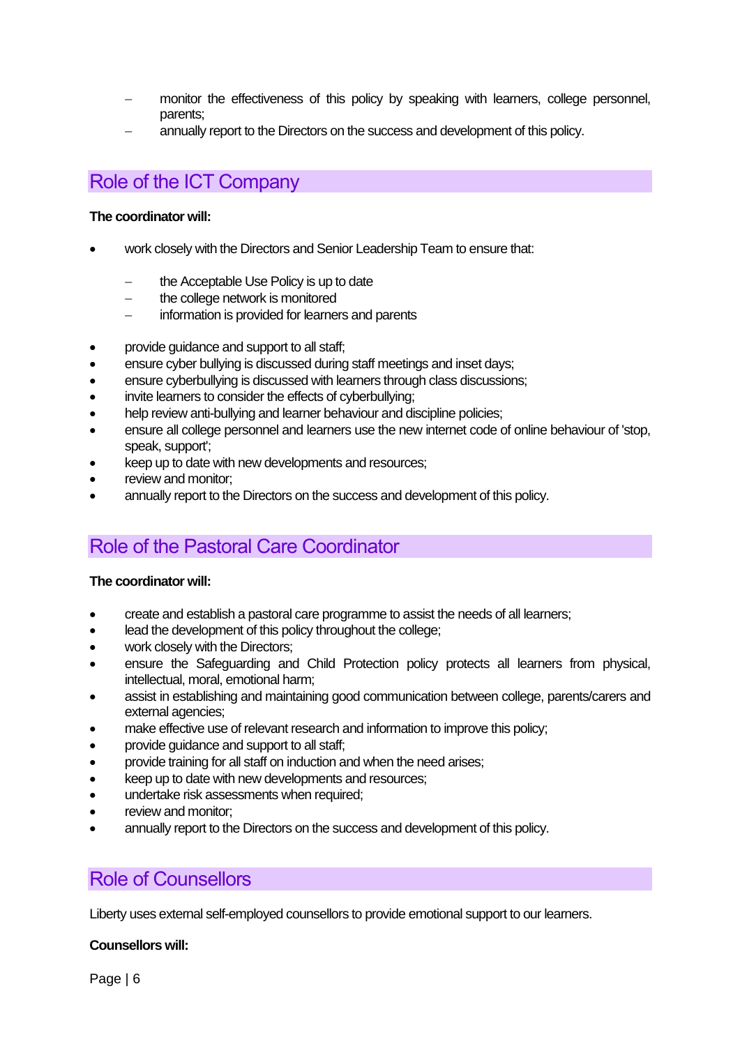- monitor the effectiveness of this policy by speaking with learners, college personnel, parents;
- annually report to the Directors on the success and development of this policy.

## Role of the ICT Company

**The coordinator will:**

- work closely with the Directors and Senior Leadership Team to ensure that:
  - the Acceptable Use Policy is up to date
  - the college network is monitored
  - information is provided for learners and parents
- provide guidance and support to all staff;
- ensure cyber bullying is discussed during staff meetings and inset days;
- ensure cyberbullying is discussed with learners through class discussions;
- invite learners to consider the effects of cyberbullying;
- help review anti-bullying and learner behaviour and discipline policies;
- ensure all college personnel and learners use the new internet code of online behaviour of 'stop, speak, support';
- keep up to date with new developments and resources;
- review and monitor;
- annually report to the Directors on the success and development of this policy.

## Role of the Pastoral Care Coordinator

**The coordinator will:**

- create and establish a pastoral care programme to assist the needs of all learners;
- lead the development of this policy throughout the college;
- work closely with the Directors;
- ensure the Safeguarding and Child Protection policy protects all learners from physical, intellectual, moral, emotional harm;
- assist in establishing and maintaining good communication between college, parents/carers and external agencies;
- make effective use of relevant research and information to improve this policy;
- provide guidance and support to all staff;
- provide training for all staff on induction and when the need arises;
- keep up to date with new developments and resources;
- undertake risk assessments when required;
- review and monitor;
- annually report to the Directors on the success and development of this policy.

## Role of Counsellors

Liberty uses external self-employed counsellors to provide emotional support to our learners.

**Counsellors will:**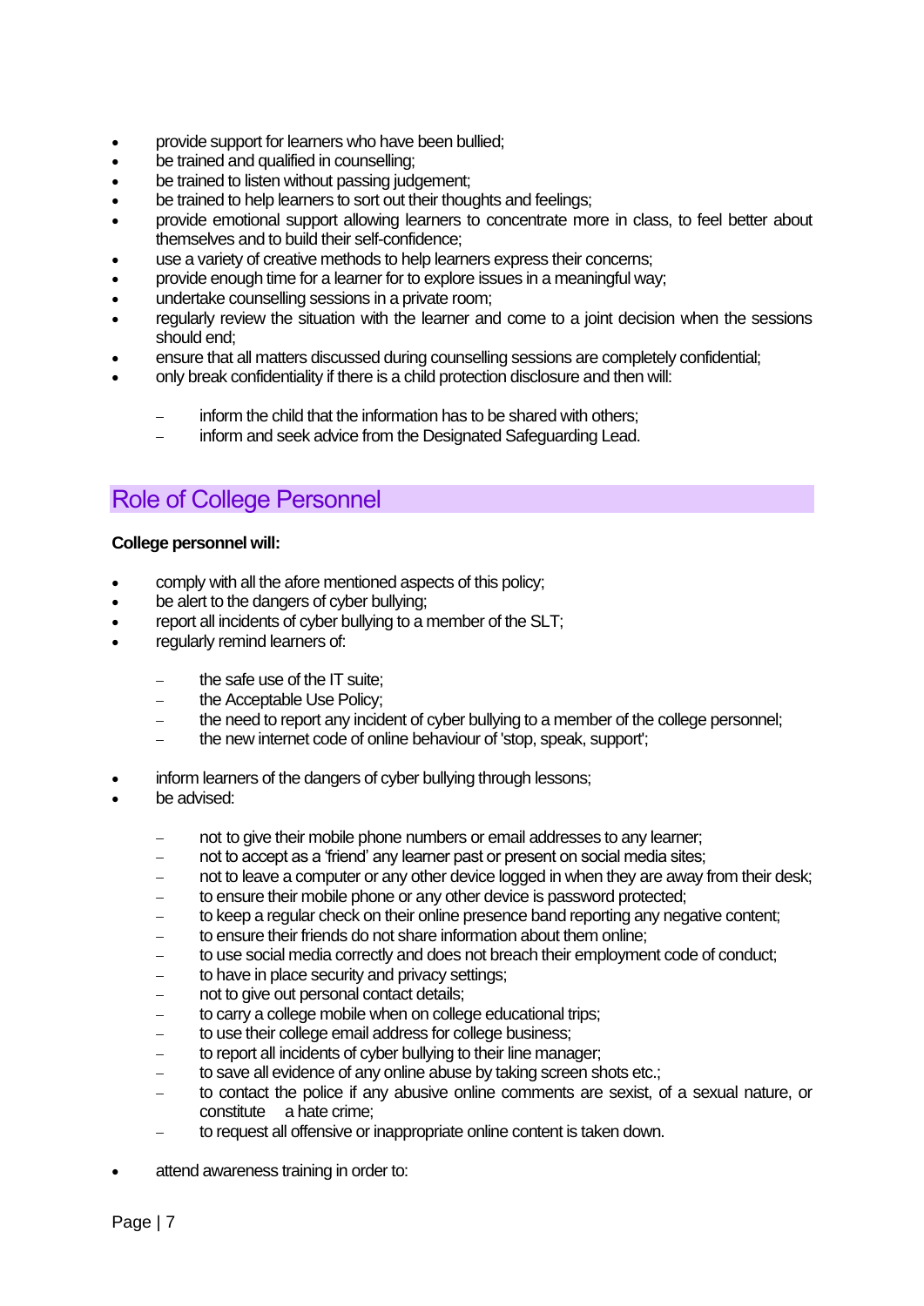- provide support for learners who have been bullied;
- be trained and qualified in counselling;
- be trained to listen without passing judgement;
- be trained to help learners to sort out their thoughts and feelings;
- provide emotional support allowing learners to concentrate more in class, to feel better about themselves and to build their self-confidence;
- use a variety of creative methods to help learners express their concerns;
- provide enough time for a learner for to explore issues in a meaningful way;
- undertake counselling sessions in a private room;
- regularly review the situation with the learner and come to a joint decision when the sessions should end;
- ensure that all matters discussed during counselling sessions are completely confidential;
- only break confidentiality if there is a child protection disclosure and then will:
  - inform the child that the information has to be shared with others;
  - inform and seek advice from the Designated Safeguarding Lead.

## Role of College Personnel

**College personnel will:**

- comply with all the afore mentioned aspects of this policy;
- be alert to the dangers of cyber bullying;
- report all incidents of cyber bullying to a member of the SLT;
- regularly remind learners of:
  - the safe use of the IT suite;
  - the Acceptable Use Policy;
  - the need to report any incident of cyber bullying to a member of the college personnel;
  - the new internet code of online behaviour of 'stop, speak, support';
- inform learners of the dangers of cyber bullying through lessons;
- be advised:
  - not to give their mobile phone numbers or email addresses to any learner;
  - not to accept as a 'friend' any learner past or present on social media sites;
  - not to leave a computer or any other device logged in when they are away from their desk;
  - to ensure their mobile phone or any other device is password protected;
  - to keep a regular check on their online presence band reporting any negative content;
  - to ensure their friends do not share information about them online;
  - to use social media correctly and does not breach their employment code of conduct;
  - to have in place security and privacy settings;
  - not to give out personal contact details;
  - to carry a college mobile when on college educational trips;
  - to use their college email address for college business;
  - to report all incidents of cyber bullying to their line manager;
  - to save all evidence of any online abuse by taking screen shots etc.;
  - to contact the police if any abusive online comments are sexist, of a sexual nature, or constitute a hate crime;
  - to request all offensive or inappropriate online content is taken down.
- attend awareness training in order to: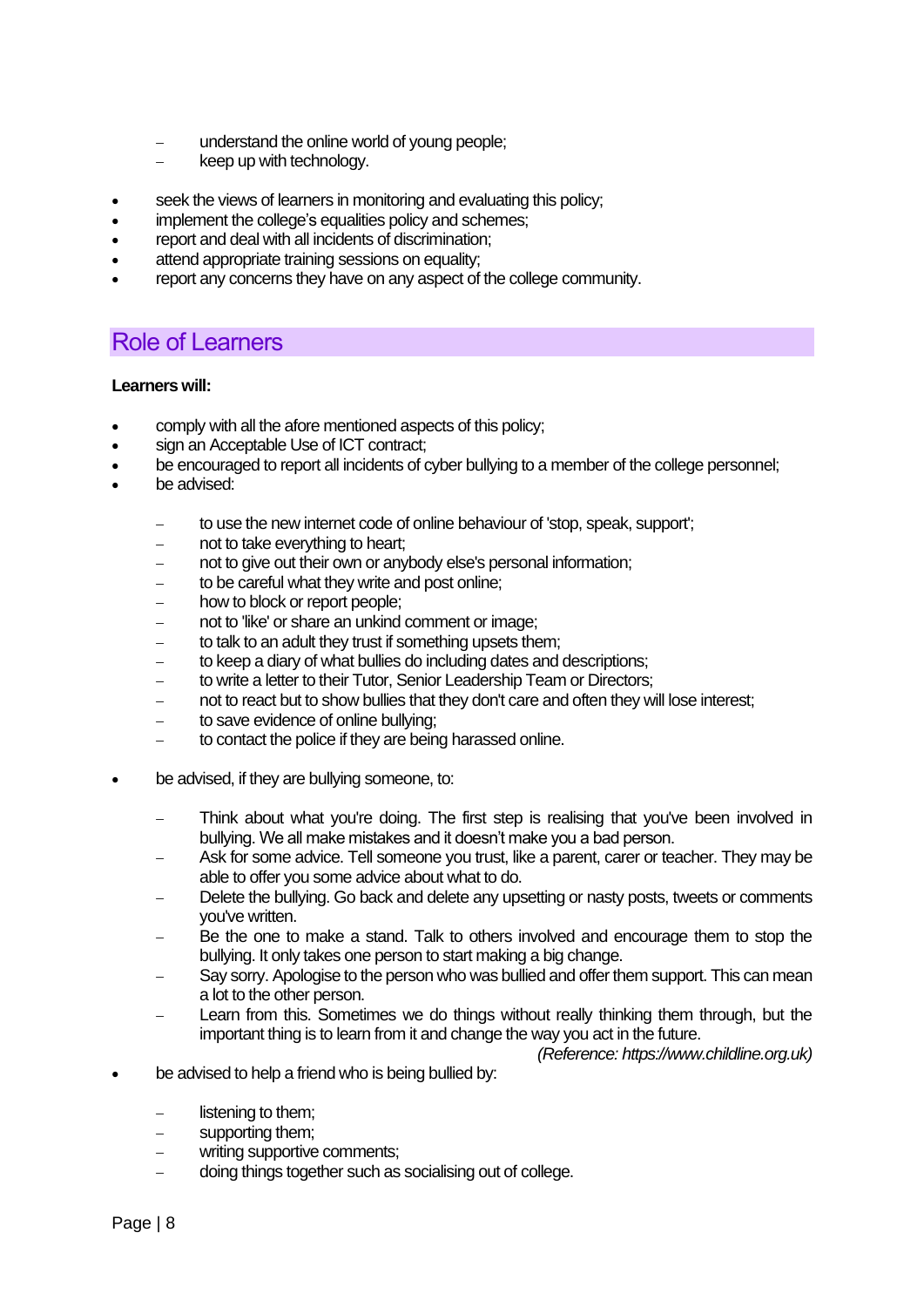- understand the online world of young people;
- keep up with technology.

- seek the views of learners in monitoring and evaluating this policy;
- implement the college's equalities policy and schemes;
- report and deal with all incidents of discrimination;
- attend appropriate training sessions on equality;
- report any concerns they have on any aspect of the college community.

## Role of Learners

**Learners will:**

- comply with all the afore mentioned aspects of this policy;
- sign an Acceptable Use of ICT contract;
- be encouraged to report all incidents of cyber bullying to a member of the college personnel;
- be advised:
  - to use the new internet code of online behaviour of 'stop, speak, support';
  - not to take everything to heart;
  - not to give out their own or anybody else's personal information;
  - to be careful what they write and post online;
  - how to block or report people;
  - not to 'like' or share an unkind comment or image;
  - to talk to an adult they trust if something upsets them;
  - to keep a diary of what bullies do including dates and descriptions;
  - to write a letter to their Tutor, Senior Leadership Team or Directors;
  - not to react but to show bullies that they don't care and often they will lose interest;
  - to save evidence of online bullying;
  - to contact the police if they are being harassed online.
- be advised, if they are bullying someone, to:
  - Think about what you're doing. The first step is realising that you've been involved in bullying. We all make mistakes and it doesn't make you a bad person.
  - Ask for some advice. Tell someone you trust, like a parent, carer or teacher. They may be able to offer you some advice about what to do.
  - Delete the bullying. Go back and delete any upsetting or nasty posts, tweets or comments you've written.
  - Be the one to make a stand. Talk to others involved and encourage them to stop the bullying. It only takes one person to start making a big change.
  - Say sorry. Apologise to the person who was bullied and offer them support. This can mean a lot to the other person.
  - Learn from this. Sometimes we do things without really thinking them through, but the important thing is to learn from it and change the way you act in the future.

  *(Reference: https://www.childline.org.uk)*
- be advised to help a friend who is being bullied by:
  - listening to them;
  - supporting them;
  - writing supportive comments;
  - doing things together such as socialising out of college.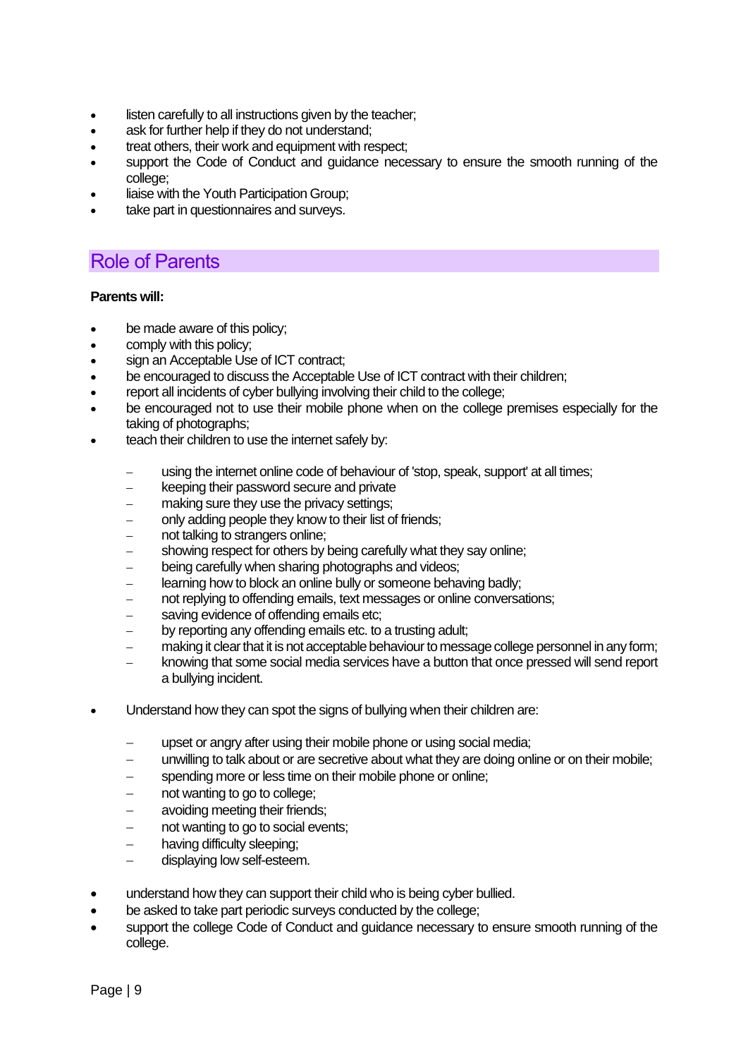- listen carefully to all instructions given by the teacher;
- ask for further help if they do not understand;
- treat others, their work and equipment with respect;
- support the Code of Conduct and guidance necessary to ensure the smooth running of the college;
- liaise with the Youth Participation Group;
- take part in questionnaires and surveys.

## Role of Parents

**Parents will:**

- be made aware of this policy;
- comply with this policy;
- sign an Acceptable Use of ICT contract;
- be encouraged to discuss the Acceptable Use of ICT contract with their children;
- report all incidents of cyber bullying involving their child to the college;
- be encouraged not to use their mobile phone when on the college premises especially for the taking of photographs;
- teach their children to use the internet safely by:
  - using the internet online code of behaviour of 'stop, speak, support' at all times;
  - keeping their password secure and private
  - making sure they use the privacy settings;
  - only adding people they know to their list of friends;
  - not talking to strangers online;
  - showing respect for others by being carefully what they say online;
  - being carefully when sharing photographs and videos;
  - learning how to block an online bully or someone behaving badly;
  - not replying to offending emails, text messages or online conversations;
  - saving evidence of offending emails etc;
  - by reporting any offending emails etc. to a trusting adult;
  - making it clear that it is not acceptable behaviour to message college personnel in any form;
  - knowing that some social media services have a button that once pressed will send report a bullying incident.
- Understand how they can spot the signs of bullying when their children are:
  - upset or angry after using their mobile phone or using social media;
  - unwilling to talk about or are secretive about what they are doing online or on their mobile;
  - spending more or less time on their mobile phone or online;
  - not wanting to go to college;
  - avoiding meeting their friends;
  - not wanting to go to social events;
  - having difficulty sleeping;
  - displaying low self-esteem.
- understand how they can support their child who is being cyber bullied.
- be asked to take part periodic surveys conducted by the college;
- support the college Code of Conduct and guidance necessary to ensure smooth running of the college.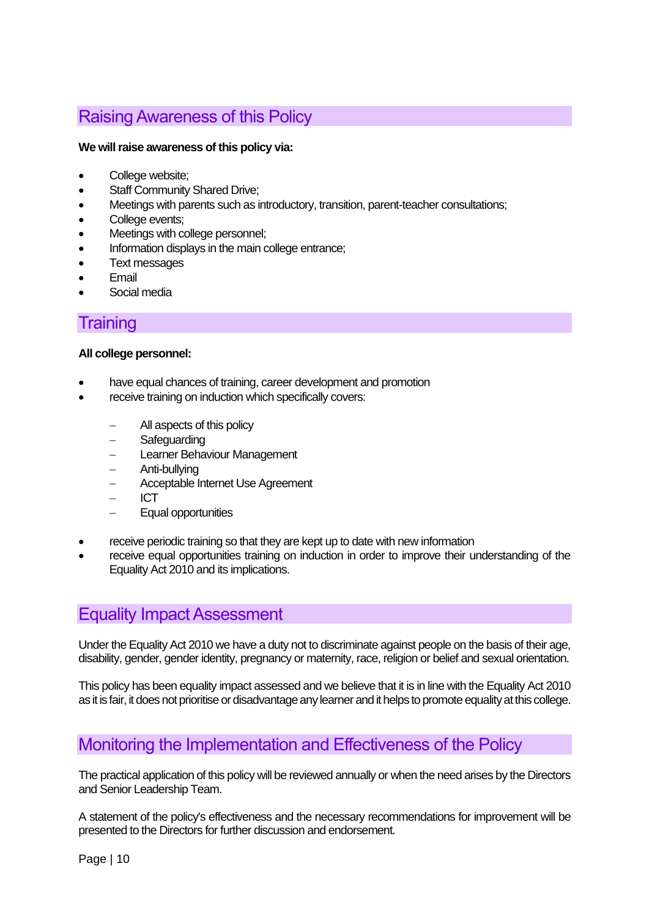## Raising Awareness of this Policy

**We will raise awareness of this policy via:**

- College website;
- Staff Community Shared Drive;
- Meetings with parents such as introductory, transition, parent-teacher consultations;
- College events;
- Meetings with college personnel;
- Information displays in the main college entrance;
- Text messages
- Email
- Social media

## Training

**All college personnel:**

- have equal chances of training, career development and promotion
- receive training on induction which specifically covers:
  - All aspects of this policy
  - Safeguarding
  - Learner Behaviour Management
  - Anti-bullying
  - Acceptable Internet Use Agreement
  - ICT
  - Equal opportunities
- receive periodic training so that they are kept up to date with new information
- receive equal opportunities training on induction in order to improve their understanding of the Equality Act 2010 and its implications.

## Equality Impact Assessment

Under the Equality Act 2010 we have a duty not to discriminate against people on the basis of their age, disability, gender, gender identity, pregnancy or maternity, race, religion or belief and sexual orientation.

This policy has been equality impact assessed and we believe that it is in line with the Equality Act 2010 as it is fair, it does not prioritise or disadvantage any learner and it helps to promote equality at this college.

## Monitoring the Implementation and Effectiveness of the Policy

The practical application of this policy will be reviewed annually or when the need arises by the Directors and Senior Leadership Team.

A statement of the policy's effectiveness and the necessary recommendations for improvement will be presented to the Directors for further discussion and endorsement.